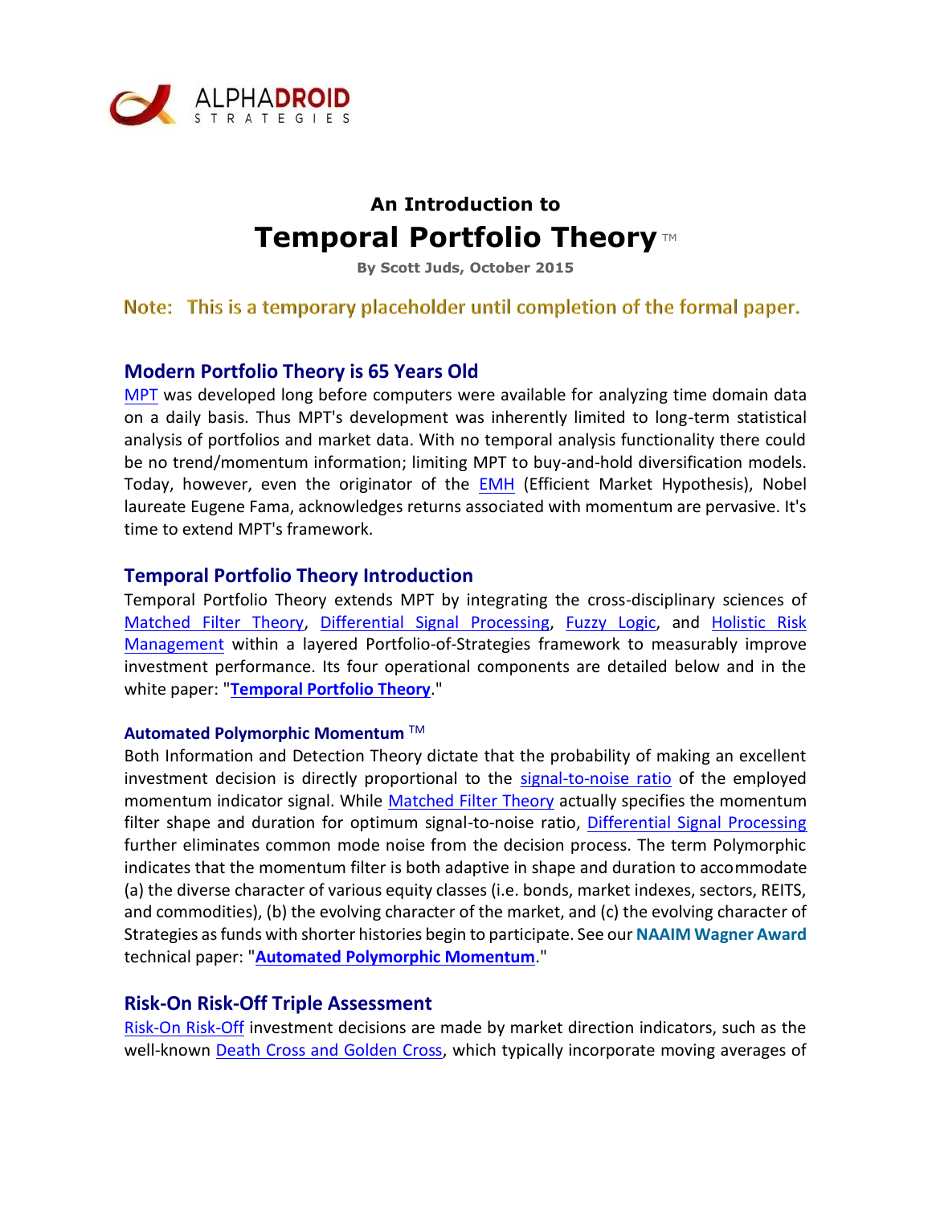ALPHA**DROID**
STRATEGIES

## An Introduction to
# Temporal Portfolio Theory ™

**By Scott Juds, October 2015**

Note: This is a temporary placeholder until completion of the formal paper.

## Modern Portfolio Theory is 65 Years Old

MPT was developed long before computers were available for analyzing time domain data on a daily basis. Thus MPT's development was inherently limited to long-term statistical analysis of portfolios and market data. With no temporal analysis functionality there could be no trend/momentum information; limiting MPT to buy-and-hold diversification models. Today, however, even the originator of the EMH (Efficient Market Hypothesis), Nobel laureate Eugene Fama, acknowledges returns associated with momentum are pervasive. It's time to extend MPT's framework.

## Temporal Portfolio Theory Introduction

Temporal Portfolio Theory extends MPT by integrating the cross-disciplinary sciences of Matched Filter Theory, Differential Signal Processing, Fuzzy Logic, and Holistic Risk Management within a layered Portfolio-of-Strategies framework to measurably improve investment performance. Its four operational components are detailed below and in the white paper: "**Temporal Portfolio Theory**."

### Automated Polymorphic Momentum ™

Both Information and Detection Theory dictate that the probability of making an excellent investment decision is directly proportional to the signal-to-noise ratio of the employed momentum indicator signal. While Matched Filter Theory actually specifies the momentum filter shape and duration for optimum signal-to-noise ratio, Differential Signal Processing further eliminates common mode noise from the decision process. The term Polymorphic indicates that the momentum filter is both adaptive in shape and duration to accommodate (a) the diverse character of various equity classes (i.e. bonds, market indexes, sectors, REITS, and commodities), (b) the evolving character of the market, and (c) the evolving character of Strategies as funds with shorter histories begin to participate. See our **NAAIM Wagner Award** technical paper: "**Automated Polymorphic Momentum**."

## Risk-On Risk-Off Triple Assessment

Risk-On Risk-Off investment decisions are made by market direction indicators, such as the well-known Death Cross and Golden Cross, which typically incorporate moving averages of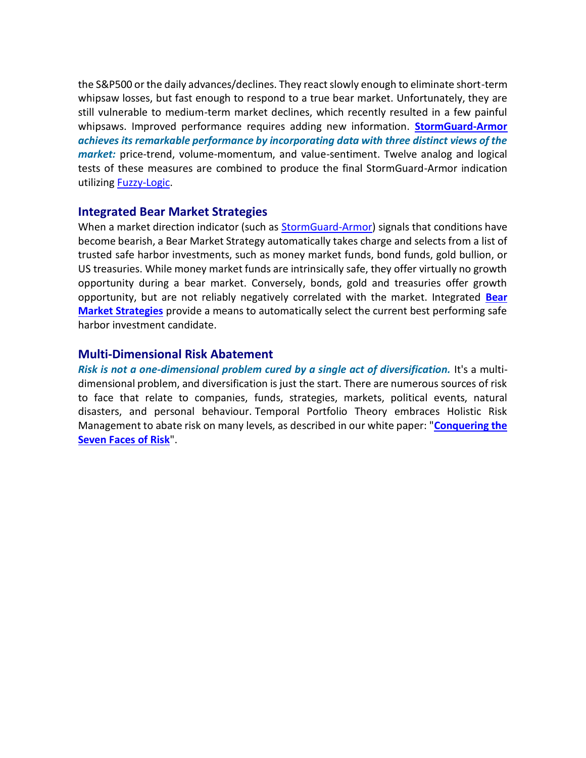the S&P500 or the daily advances/declines. They react slowly enough to eliminate short-term whipsaw losses, but fast enough to respond to a true bear market. Unfortunately, they are still vulnerable to medium-term market declines, which recently resulted in a few painful whipsaws. Improved performance requires adding new information. **StormGuard-Armor** ***achieves its remarkable performance by incorporating data with three distinct views of the market:*** price-trend, volume-momentum, and value-sentiment. Twelve analog and logical tests of these measures are combined to produce the final StormGuard-Armor indication utilizing Fuzzy-Logic.

## Integrated Bear Market Strategies

When a market direction indicator (such as StormGuard-Armor) signals that conditions have become bearish, a Bear Market Strategy automatically takes charge and selects from a list of trusted safe harbor investments, such as money market funds, bond funds, gold bullion, or US treasuries. While money market funds are intrinsically safe, they offer virtually no growth opportunity during a bear market. Conversely, bonds, gold and treasuries offer growth opportunity, but are not reliably negatively correlated with the market. Integrated **Bear Market Strategies** provide a means to automatically select the current best performing safe harbor investment candidate.

## Multi-Dimensional Risk Abatement

***Risk is not a one-dimensional problem cured by a single act of diversification.*** It's a multi-dimensional problem, and diversification is just the start. There are numerous sources of risk to face that relate to companies, funds, strategies, markets, political events, natural disasters, and personal behaviour. Temporal Portfolio Theory embraces Holistic Risk Management to abate risk on many levels, as described in our white paper: "**Conquering the Seven Faces of Risk**".